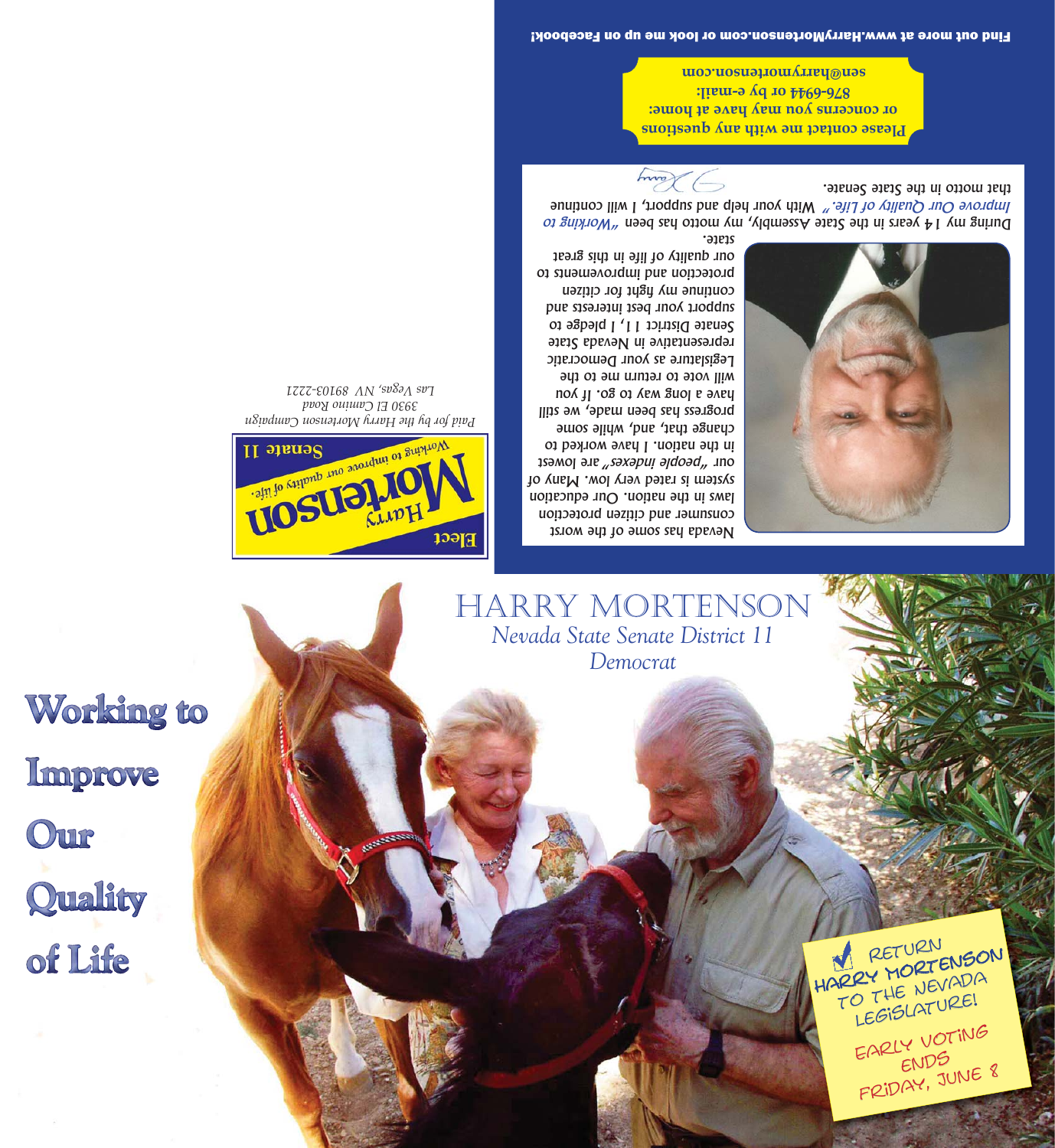Nevada has some of the worst consumer and citizen protection laws in the nation. Our education system is rated very low. Many of our *"people indexes"* are lowest in the nation. I have worked to change that, and, while some progress has been made, we still have a long way to go. If you will vote to return me to the Legislature as your Democratic representative in Nevada State Senate District 11, I pledge to support your best interests and continue my fight for citizen protection and improvements to our quality of life in this great state.

During my 14 years in the State Assembly, my motto has been *"Working to Improve Our Quality of Life."* With your help and support, I will continue that motto in the State Senate.

**Please contact me with any questions or concerns you may have at home: 876-6944 or by e-mail: sen@harrymortenson.com**

**Find out more at www.HarryMortenson.com or look me up on Facebook!**

**Elect** Harry **Mortenson** *Working to improve our quality of life.* **Senate 11**

*Paid for by the Harry Mortenson Campaign*
*3930 El Camino Road*
*Las Vegas, NV 89103-2221*

# HARRY MORTENSON

*Nevada State Senate District 11*

*Democrat*

**Working to Improve Our Quality of Life**

RETURN HARRY MORTENSON TO THE NEVADA LEGISLATURE!

EARLY VOTING ENDS FRIDAY, JUNE 8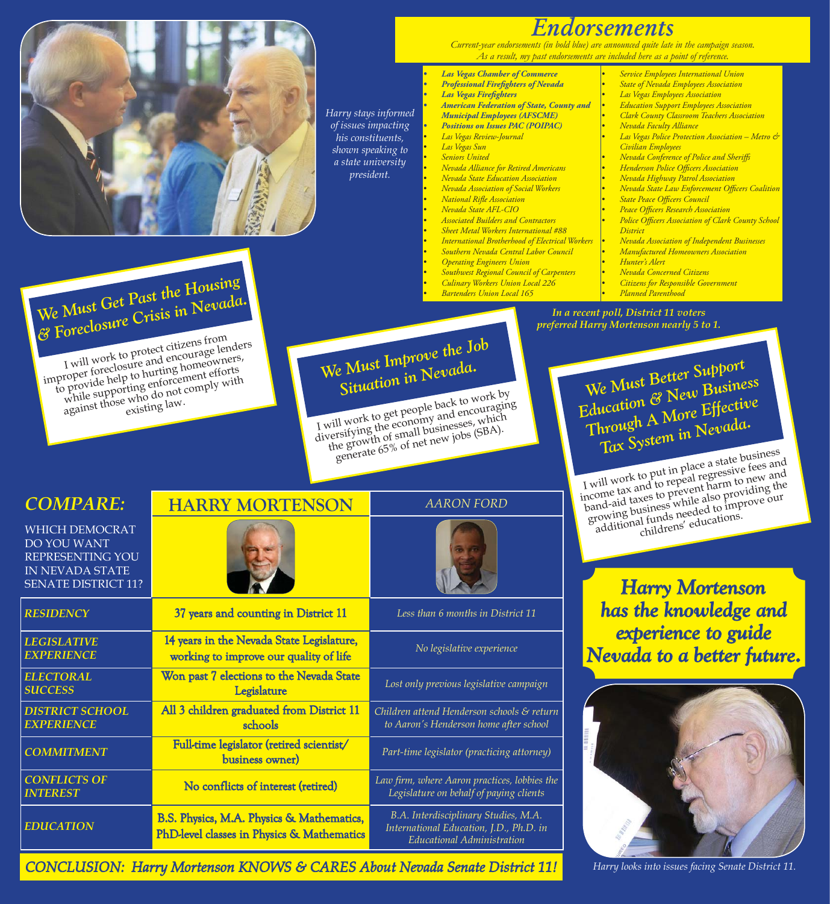# Endorsements

*Current-year endorsements (in bold blue) are announced quite late in the campaign season. As a result, my past endorsements are included here as a point of reference.*

- ***Las Vegas Chamber of Commerce***
- ***Professional Firefighters of Nevada***
- ***Las Vegas Firefighters***
- ***American Federation of State, County and Municipal Employees (AFSCME)***
- ***Positions on Issues PAC (POIPAC)***
- *Las Vegas Review-Journal*
- *Las Vegas Sun*
- *Seniors United*
- *Nevada Alliance for Retired Americans*
- *Nevada State Education Association*
- *Nevada Association of Social Workers*
- *National Rifle Association*
- *Nevada State AFL-CIO*
- *Associated Builders and Contractors*
- *Sheet Metal Workers International #88*
- *International Brotherhood of Electrical Workers*
- *Southern Nevada Central Labor Council*
- *Operating Engineers Union*
- *Southwest Regional Council of Carpenters*
- *Culinary Workers Union Local 226*
- *Bartenders Union Local 165*
- *Service Employees International Union*
- *State of Nevada Employees Association*
- *Las Vegas Employees Association*
- *Education Support Employees Association*
- *Clark County Classroom Teachers Association*
- *Nevada Faculty Alliance*
- *Las Vegas Police Protection Association – Metro & Civilian Employees*
- *Nevada Conference of Police and Sheriffs*
- *Henderson Police Officers Association*
- *Nevada Highway Patrol Association*
- *Nevada State Law Enforcement Officers Coalition*
- *State Peace Officers Council*
- *Peace Officers Research Association*
- *Police Officers Association of Clark County School District*
- *Nevada Association of Independent Businesses*
- *Manufactured Homeowners Association*
- *Hunter's Alert*
- *Nevada Concerned Citizens*
- *Citizens for Responsible Government*
- *Planned Parenthood*

*Harry stays informed of issues impacting his constituents, shown speaking to a state university president.*

## We Must Get Past the Housing & Foreclosure Crisis in Nevada.

I will work to protect citizens from improper foreclosure and encourage lenders to provide help to hurting homeowners, while supporting enforcement efforts against those who do not comply with existing law.

## We Must Improve the Job Situation in Nevada.

I will work to get people back to work by diversifying the economy and encouraging the growth of small businesses, which generate 65% of net new jobs (SBA).

***In a recent poll, District 11 voters preferred Harry Mortenson nearly 5 to 1.***

## We Must Better Support Education & New Business Through A More Effective Tax System in Nevada.

I will work to put in place a state business income tax and to repeal regressive fees and band-aid taxes to prevent harm to new and growing business while also providing the additional funds needed to improve our childrens' educations.

## COMPARE:

WHICH DEMOCRAT DO YOU WANT REPRESENTING YOU IN NEVADA STATE SENATE DISTRICT 11?

| | HARRY MORTENSON | *AARON FORD* |
|---|---|---|
| ***RESIDENCY*** | 37 years and counting in District 11 | *Less than 6 months in District 11* |
| ***LEGISLATIVE EXPERIENCE*** | 14 years in the Nevada State Legislature, working to improve our quality of life | *No legislative experience* |
| ***ELECTORAL SUCCESS*** | Won past 7 elections to the Nevada State Legislature | *Lost only previous legislative campaign* |
| ***DISTRICT SCHOOL EXPERIENCE*** | All 3 children graduated from District 11 schools | *Children attend Henderson schools & return to Aaron's Henderson home after school* |
| ***COMMITMENT*** | Full-time legislator (retired scientist/ business owner) | *Part-time legislator (practicing attorney)* |
| ***CONFLICTS OF INTEREST*** | No conflicts of interest (retired) | *Law firm, where Aaron practices, lobbies the Legislature on behalf of paying clients* |
| ***EDUCATION*** | B.S. Physics, M.A. Physics & Mathematics, PhD-level classes in Physics & Mathematics | *B.A. Interdisciplinary Studies, M.A. International Education, J.D., Ph.D. in Educational Administration* |

***CONCLUSION: Harry Mortenson KNOWS & CARES About Nevada Senate District 11!***

## *Harry Mortenson has the knowledge and experience to guide Nevada to a better future.*

*Harry looks into issues facing Senate District 11.*